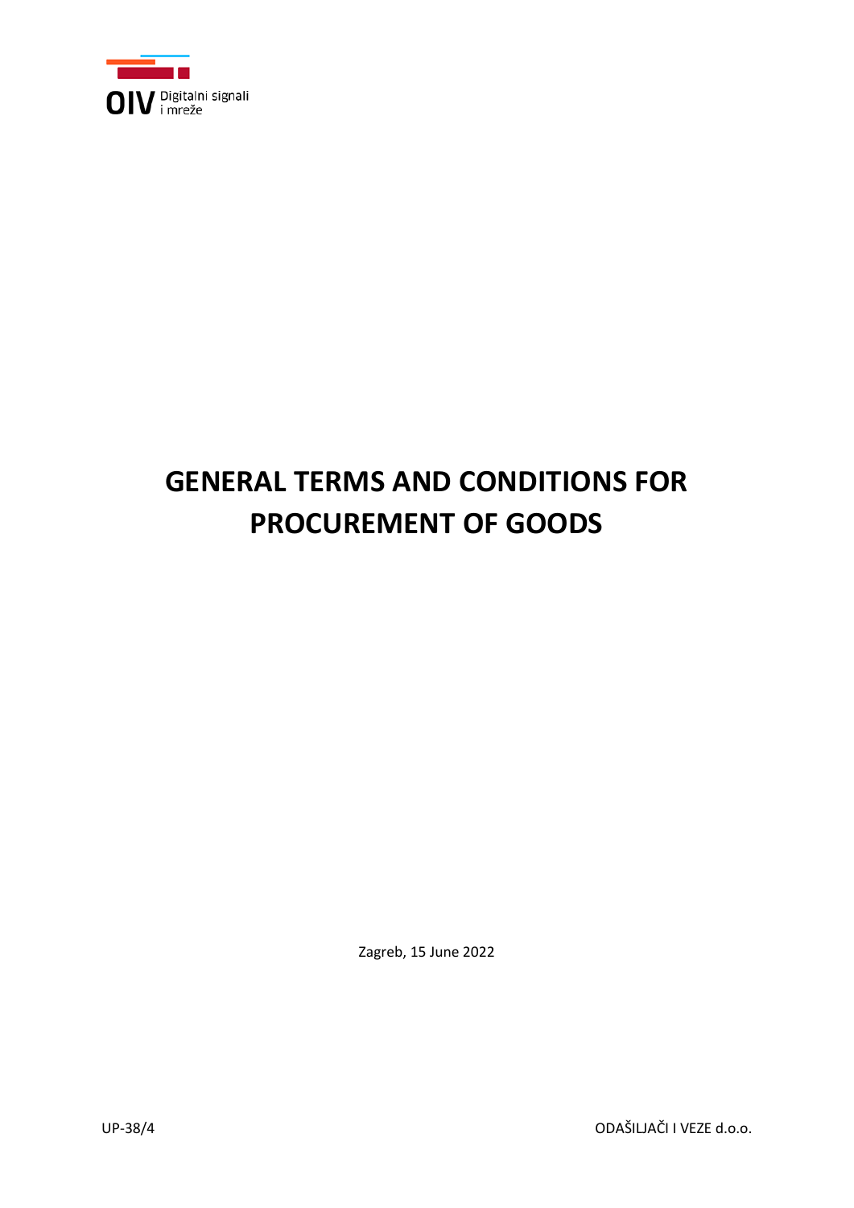OIV Digitalni signali i mreže

# GENERAL TERMS AND CONDITIONS FOR PROCUREMENT OF GOODS

Zagreb, 15 June 2022

UP-38/4

ODAŠILJAČI I VEZE d.o.o.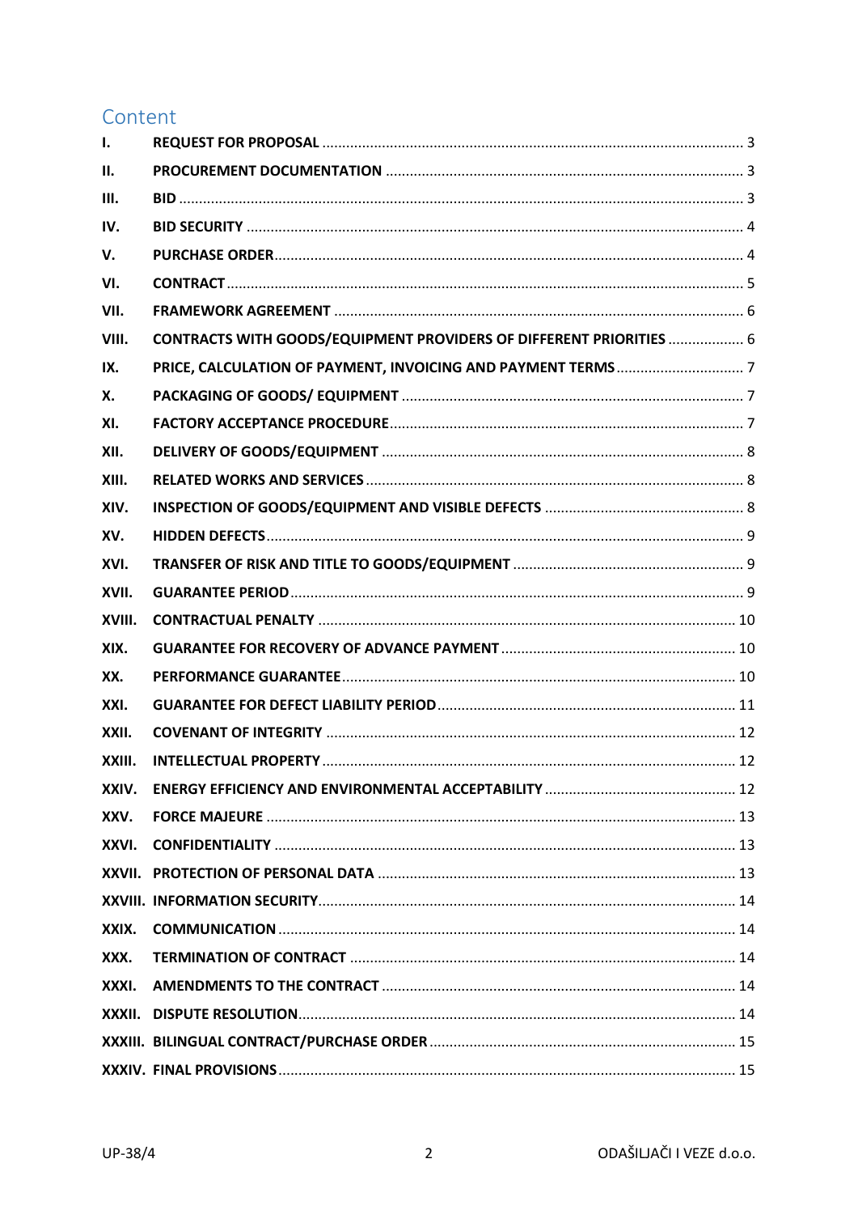## Content

| | | |
|---|---|---|
| I. | REQUEST FOR PROPOSAL | 3 |
| II. | PROCUREMENT DOCUMENTATION | 3 |
| III. | BID | 3 |
| IV. | BID SECURITY | 4 |
| V. | PURCHASE ORDER | 4 |
| VI. | CONTRACT | 5 |
| VII. | FRAMEWORK AGREEMENT | 6 |
| VIII. | CONTRACTS WITH GOODS/EQUIPMENT PROVIDERS OF DIFFERENT PRIORITIES | 6 |
| IX. | PRICE, CALCULATION OF PAYMENT, INVOICING AND PAYMENT TERMS | 7 |
| X. | PACKAGING OF GOODS/ EQUIPMENT | 7 |
| XI. | FACTORY ACCEPTANCE PROCEDURE | 7 |
| XII. | DELIVERY OF GOODS/EQUIPMENT | 8 |
| XIII. | RELATED WORKS AND SERVICES | 8 |
| XIV. | INSPECTION OF GOODS/EQUIPMENT AND VISIBLE DEFECTS | 8 |
| XV. | HIDDEN DEFECTS | 9 |
| XVI. | TRANSFER OF RISK AND TITLE TO GOODS/EQUIPMENT | 9 |
| XVII. | GUARANTEE PERIOD | 9 |
| XVIII. | CONTRACTUAL PENALTY | 10 |
| XIX. | GUARANTEE FOR RECOVERY OF ADVANCE PAYMENT | 10 |
| XX. | PERFORMANCE GUARANTEE | 10 |
| XXI. | GUARANTEE FOR DEFECT LIABILITY PERIOD | 11 |
| XXII. | COVENANT OF INTEGRITY | 12 |
| XXIII. | INTELLECTUAL PROPERTY | 12 |
| XXIV. | ENERGY EFFICIENCY AND ENVIRONMENTAL ACCEPTABILITY | 12 |
| XXV. | FORCE MAJEURE | 13 |
| XXVI. | CONFIDENTIALITY | 13 |
| XXVII. | PROTECTION OF PERSONAL DATA | 13 |
| XXVIII. | INFORMATION SECURITY | 14 |
| XXIX. | COMMUNICATION | 14 |
| XXX. | TERMINATION OF CONTRACT | 14 |
| XXXI. | AMENDMENTS TO THE CONTRACT | 14 |
| XXXII. | DISPUTE RESOLUTION | 14 |
| XXXIII. | BILINGUAL CONTRACT/PURCHASE ORDER | 15 |
| XXXIV. | FINAL PROVISIONS | 15 |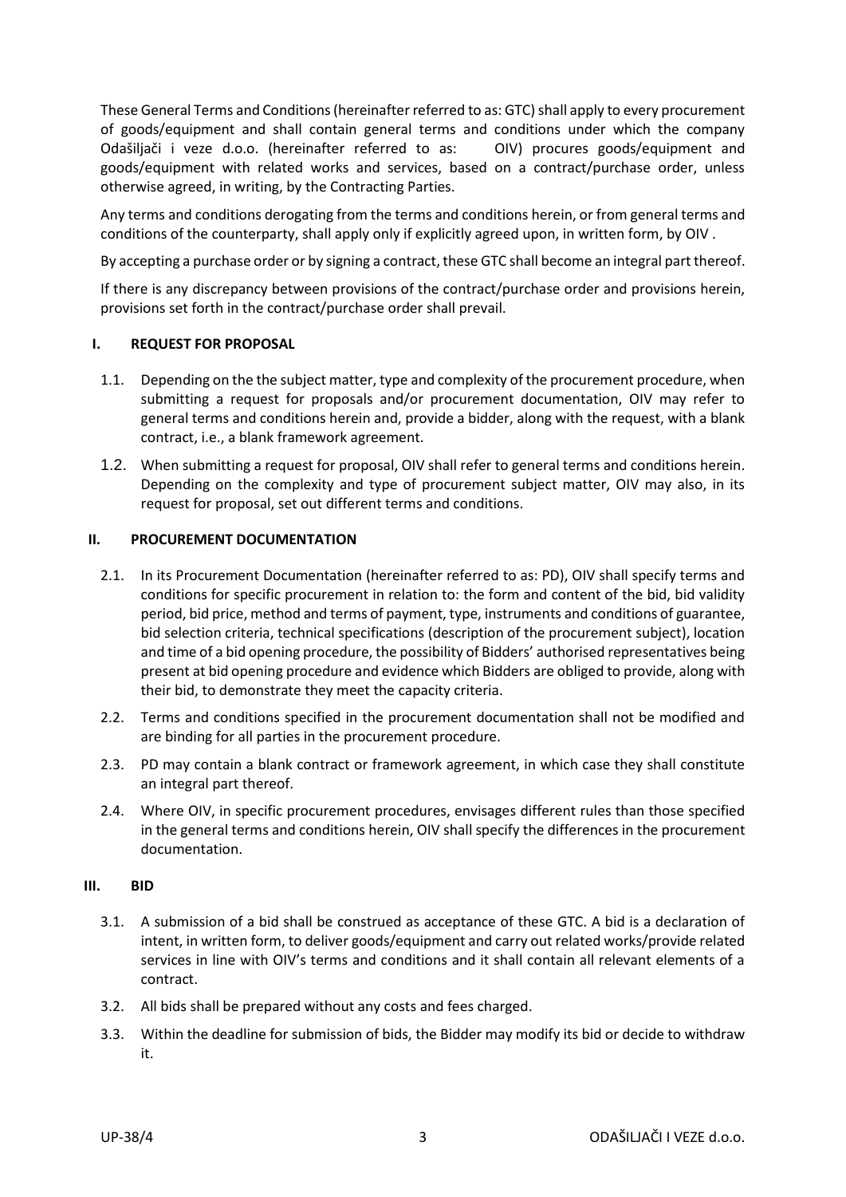These General Terms and Conditions (hereinafter referred to as: GTC) shall apply to every procurement of goods/equipment and shall contain general terms and conditions under which the company Odašiljači i veze d.o.o. (hereinafter referred to as: OIV) procures goods/equipment and goods/equipment with related works and services, based on a contract/purchase order, unless otherwise agreed, in writing, by the Contracting Parties.

Any terms and conditions derogating from the terms and conditions herein, or from general terms and conditions of the counterparty, shall apply only if explicitly agreed upon, in written form, by OIV .

By accepting a purchase order or by signing a contract, these GTC shall become an integral part thereof.

If there is any discrepancy between provisions of the contract/purchase order and provisions herein, provisions set forth in the contract/purchase order shall prevail.

## I. REQUEST FOR PROPOSAL

1.1. Depending on the the subject matter, type and complexity of the procurement procedure, when submitting a request for proposals and/or procurement documentation, OIV may refer to general terms and conditions herein and, provide a bidder, along with the request, with a blank contract, i.e., a blank framework agreement.

1.2. When submitting a request for proposal, OIV shall refer to general terms and conditions herein. Depending on the complexity and type of procurement subject matter, OIV may also, in its request for proposal, set out different terms and conditions.

## II. PROCUREMENT DOCUMENTATION

2.1. In its Procurement Documentation (hereinafter referred to as: PD), OIV shall specify terms and conditions for specific procurement in relation to: the form and content of the bid, bid validity period, bid price, method and terms of payment, type, instruments and conditions of guarantee, bid selection criteria, technical specifications (description of the procurement subject), location and time of a bid opening procedure, the possibility of Bidders' authorised representatives being present at bid opening procedure and evidence which Bidders are obliged to provide, along with their bid, to demonstrate they meet the capacity criteria.

2.2. Terms and conditions specified in the procurement documentation shall not be modified and are binding for all parties in the procurement procedure.

2.3. PD may contain a blank contract or framework agreement, in which case they shall constitute an integral part thereof.

2.4. Where OIV, in specific procurement procedures, envisages different rules than those specified in the general terms and conditions herein, OIV shall specify the differences in the procurement documentation.

## III. BID

3.1. A submission of a bid shall be construed as acceptance of these GTC. A bid is a declaration of intent, in written form, to deliver goods/equipment and carry out related works/provide related services in line with OIV's terms and conditions and it shall contain all relevant elements of a contract.

3.2. All bids shall be prepared without any costs and fees charged.

3.3. Within the deadline for submission of bids, the Bidder may modify its bid or decide to withdraw it.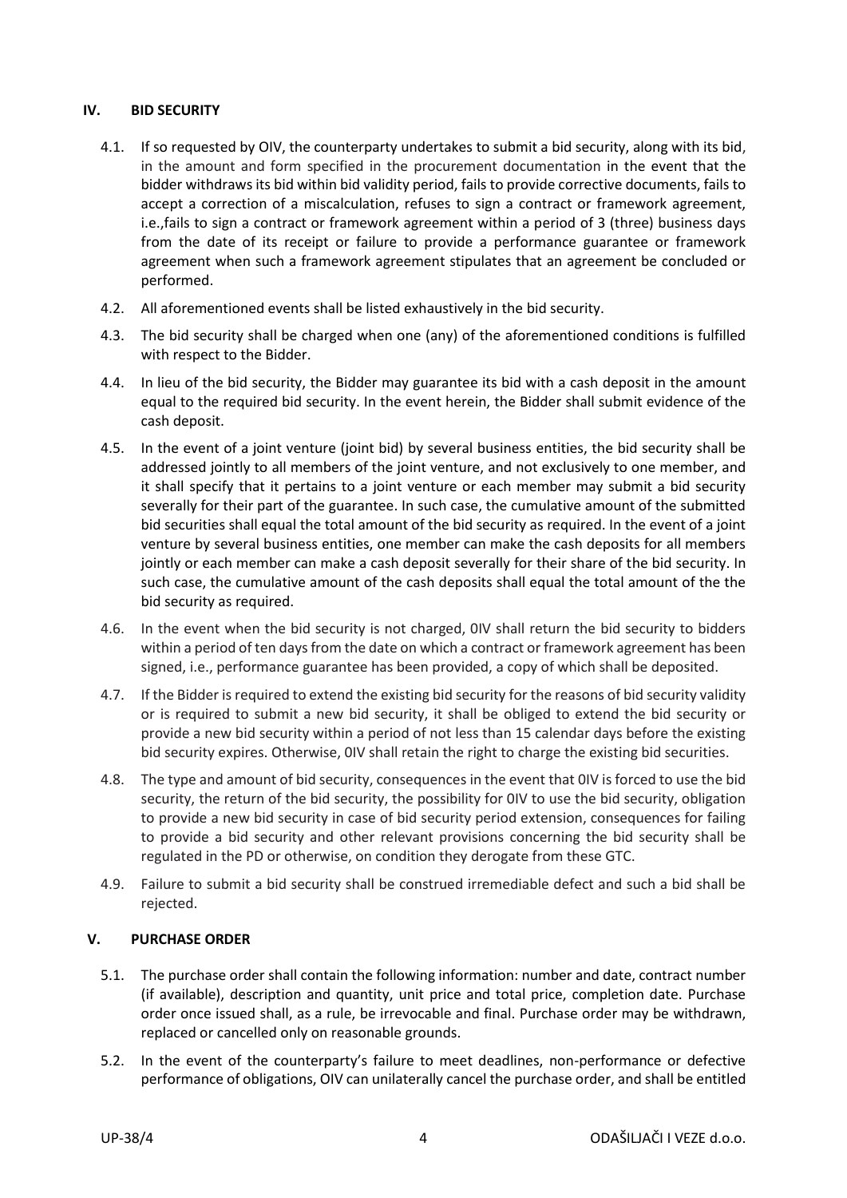## IV. BID SECURITY

4.1. If so requested by OIV, the counterparty undertakes to submit a bid security, along with its bid, in the amount and form specified in the procurement documentation in the event that the bidder withdraws its bid within bid validity period, fails to provide corrective documents, fails to accept a correction of a miscalculation, refuses to sign a contract or framework agreement, i.e.,fails to sign a contract or framework agreement within a period of 3 (three) business days from the date of its receipt or failure to provide a performance guarantee or framework agreement when such a framework agreement stipulates that an agreement be concluded or performed.

4.2. All aforementioned events shall be listed exhaustively in the bid security.

4.3. The bid security shall be charged when one (any) of the aforementioned conditions is fulfilled with respect to the Bidder.

4.4. In lieu of the bid security, the Bidder may guarantee its bid with a cash deposit in the amount equal to the required bid security. In the event herein, the Bidder shall submit evidence of the cash deposit.

4.5. In the event of a joint venture (joint bid) by several business entities, the bid security shall be addressed jointly to all members of the joint venture, and not exclusively to one member, and it shall specify that it pertains to a joint venture or each member may submit a bid security severally for their part of the guarantee. In such case, the cumulative amount of the submitted bid securities shall equal the total amount of the bid security as required. In the event of a joint venture by several business entities, one member can make the cash deposits for all members jointly or each member can make a cash deposit severally for their share of the bid security. In such case, the cumulative amount of the cash deposits shall equal the total amount of the the bid security as required.

4.6. In the event when the bid security is not charged, 0IV shall return the bid security to bidders within a period of ten days from the date on which a contract or framework agreement has been signed, i.e., performance guarantee has been provided, a copy of which shall be deposited.

4.7. If the Bidder is required to extend the existing bid security for the reasons of bid security validity or is required to submit a new bid security, it shall be obliged to extend the bid security or provide a new bid security within a period of not less than 15 calendar days before the existing bid security expires. Otherwise, 0IV shall retain the right to charge the existing bid securities.

4.8. The type and amount of bid security, consequences in the event that 0IV is forced to use the bid security, the return of the bid security, the possibility for 0IV to use the bid security, obligation to provide a new bid security in case of bid security period extension, consequences for failing to provide a bid security and other relevant provisions concerning the bid security shall be regulated in the PD or otherwise, on condition they derogate from these GTC.

4.9. Failure to submit a bid security shall be construed irremediable defect and such a bid shall be rejected.

## V. PURCHASE ORDER

5.1. The purchase order shall contain the following information: number and date, contract number (if available), description and quantity, unit price and total price, completion date. Purchase order once issued shall, as a rule, be irrevocable and final. Purchase order may be withdrawn, replaced or cancelled only on reasonable grounds.

5.2. In the event of the counterparty's failure to meet deadlines, non-performance or defective performance of obligations, OIV can unilaterally cancel the purchase order, and shall be entitled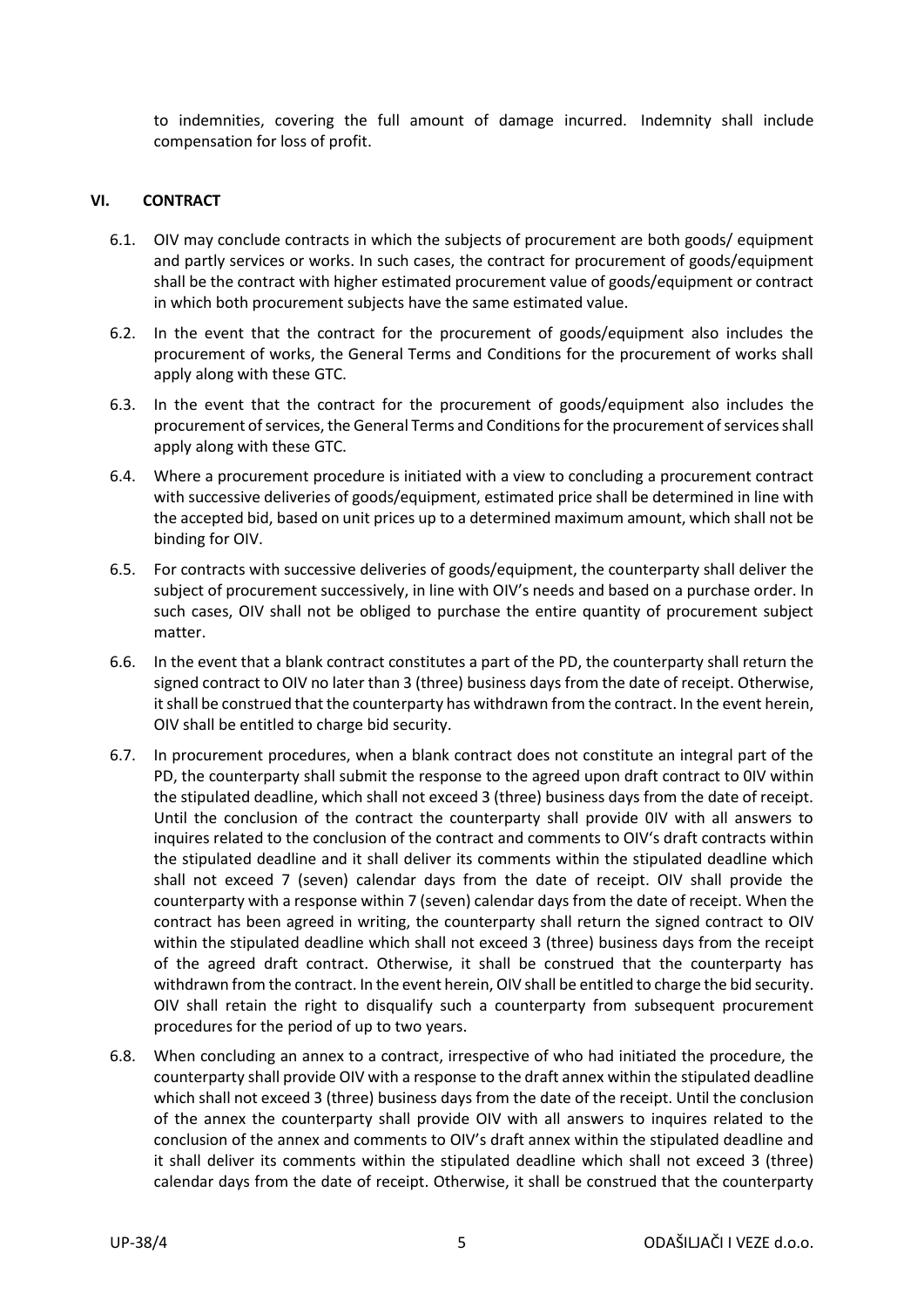to indemnities, covering the full amount of damage incurred. Indemnity shall include compensation for loss of profit.

## VI. CONTRACT

6.1. OIV may conclude contracts in which the subjects of procurement are both goods/ equipment and partly services or works. In such cases, the contract for procurement of goods/equipment shall be the contract with higher estimated procurement value of goods/equipment or contract in which both procurement subjects have the same estimated value.

6.2. In the event that the contract for the procurement of goods/equipment also includes the procurement of works, the General Terms and Conditions for the procurement of works shall apply along with these GTC.

6.3. In the event that the contract for the procurement of goods/equipment also includes the procurement of services, the General Terms and Conditions for the procurement of services shall apply along with these GTC.

6.4. Where a procurement procedure is initiated with a view to concluding a procurement contract with successive deliveries of goods/equipment, estimated price shall be determined in line with the accepted bid, based on unit prices up to a determined maximum amount, which shall not be binding for OIV.

6.5. For contracts with successive deliveries of goods/equipment, the counterparty shall deliver the subject of procurement successively, in line with OIV's needs and based on a purchase order. In such cases, OIV shall not be obliged to purchase the entire quantity of procurement subject matter.

6.6. In the event that a blank contract constitutes a part of the PD, the counterparty shall return the signed contract to OIV no later than 3 (three) business days from the date of receipt. Otherwise, it shall be construed that the counterparty has withdrawn from the contract. In the event herein, OIV shall be entitled to charge bid security.

6.7. In procurement procedures, when a blank contract does not constitute an integral part of the PD, the counterparty shall submit the response to the agreed upon draft contract to 0IV within the stipulated deadline, which shall not exceed 3 (three) business days from the date of receipt. Until the conclusion of the contract the counterparty shall provide 0IV with all answers to inquires related to the conclusion of the contract and comments to OIV's draft contracts within the stipulated deadline and it shall deliver its comments within the stipulated deadline which shall not exceed 7 (seven) calendar days from the date of receipt. OIV shall provide the counterparty with a response within 7 (seven) calendar days from the date of receipt. When the contract has been agreed in writing, the counterparty shall return the signed contract to OIV within the stipulated deadline which shall not exceed 3 (three) business days from the receipt of the agreed draft contract. Otherwise, it shall be construed that the counterparty has withdrawn from the contract. In the event herein, OIV shall be entitled to charge the bid security. OIV shall retain the right to disqualify such a counterparty from subsequent procurement procedures for the period of up to two years.

6.8. When concluding an annex to a contract, irrespective of who had initiated the procedure, the counterparty shall provide OIV with a response to the draft annex within the stipulated deadline which shall not exceed 3 (three) business days from the date of the receipt. Until the conclusion of the annex the counterparty shall provide OIV with all answers to inquires related to the conclusion of the annex and comments to OIV's draft annex within the stipulated deadline and it shall deliver its comments within the stipulated deadline which shall not exceed 3 (three) calendar days from the date of receipt. Otherwise, it shall be construed that the counterparty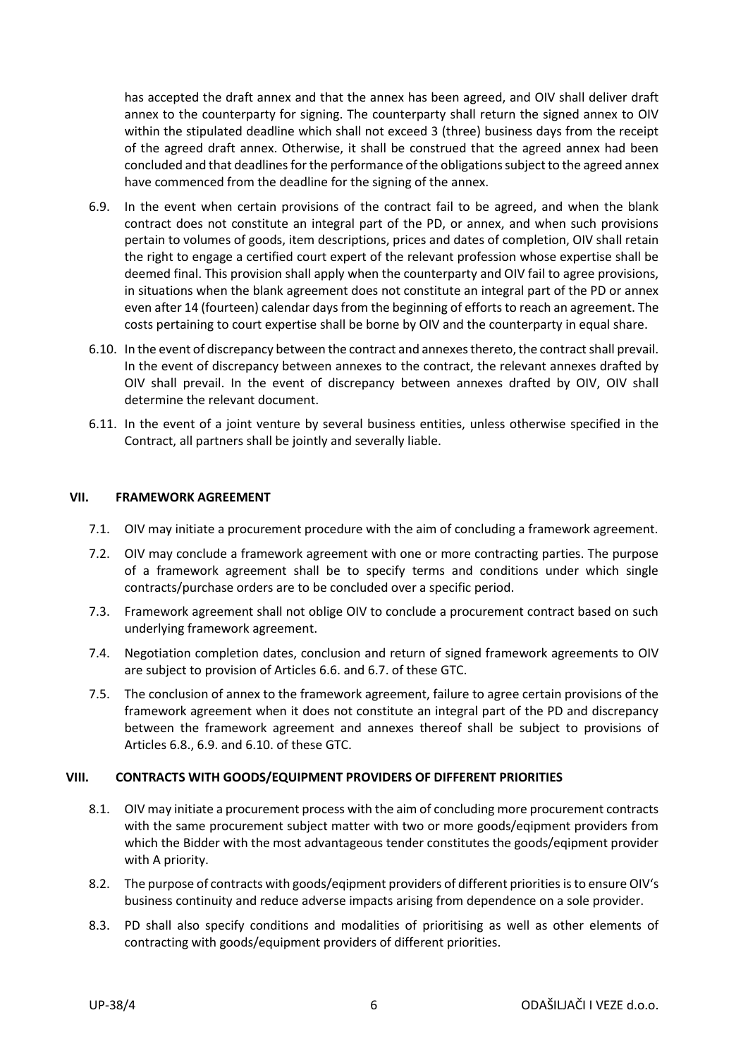has accepted the draft annex and that the annex has been agreed, and OIV shall deliver draft annex to the counterparty for signing. The counterparty shall return the signed annex to OIV within the stipulated deadline which shall not exceed 3 (three) business days from the receipt of the agreed draft annex. Otherwise, it shall be construed that the agreed annex had been concluded and that deadlines for the performance of the obligations subject to the agreed annex have commenced from the deadline for the signing of the annex.

6.9. In the event when certain provisions of the contract fail to be agreed, and when the blank contract does not constitute an integral part of the PD, or annex, and when such provisions pertain to volumes of goods, item descriptions, prices and dates of completion, OIV shall retain the right to engage a certified court expert of the relevant profession whose expertise shall be deemed final. This provision shall apply when the counterparty and OIV fail to agree provisions, in situations when the blank agreement does not constitute an integral part of the PD or annex even after 14 (fourteen) calendar days from the beginning of efforts to reach an agreement. The costs pertaining to court expertise shall be borne by OIV and the counterparty in equal share.

6.10. In the event of discrepancy between the contract and annexes thereto, the contract shall prevail. In the event of discrepancy between annexes to the contract, the relevant annexes drafted by OIV shall prevail. In the event of discrepancy between annexes drafted by OIV, OIV shall determine the relevant document.

6.11. In the event of a joint venture by several business entities, unless otherwise specified in the Contract, all partners shall be jointly and severally liable.

## VII. FRAMEWORK AGREEMENT

7.1. OIV may initiate a procurement procedure with the aim of concluding a framework agreement.

7.2. OIV may conclude a framework agreement with one or more contracting parties. The purpose of a framework agreement shall be to specify terms and conditions under which single contracts/purchase orders are to be concluded over a specific period.

7.3. Framework agreement shall not oblige OIV to conclude a procurement contract based on such underlying framework agreement.

7.4. Negotiation completion dates, conclusion and return of signed framework agreements to OIV are subject to provision of Articles 6.6. and 6.7. of these GTC.

7.5. The conclusion of annex to the framework agreement, failure to agree certain provisions of the framework agreement when it does not constitute an integral part of the PD and discrepancy between the framework agreement and annexes thereof shall be subject to provisions of Articles 6.8., 6.9. and 6.10. of these GTC.

## VIII. CONTRACTS WITH GOODS/EQUIPMENT PROVIDERS OF DIFFERENT PRIORITIES

8.1. OIV may initiate a procurement process with the aim of concluding more procurement contracts with the same procurement subject matter with two or more goods/eqipment providers from which the Bidder with the most advantageous tender constitutes the goods/eqipment provider with A priority.

8.2. The purpose of contracts with goods/eqipment providers of different priorities is to ensure OIV's business continuity and reduce adverse impacts arising from dependence on a sole provider.

8.3. PD shall also specify conditions and modalities of prioritising as well as other elements of contracting with goods/equipment providers of different priorities.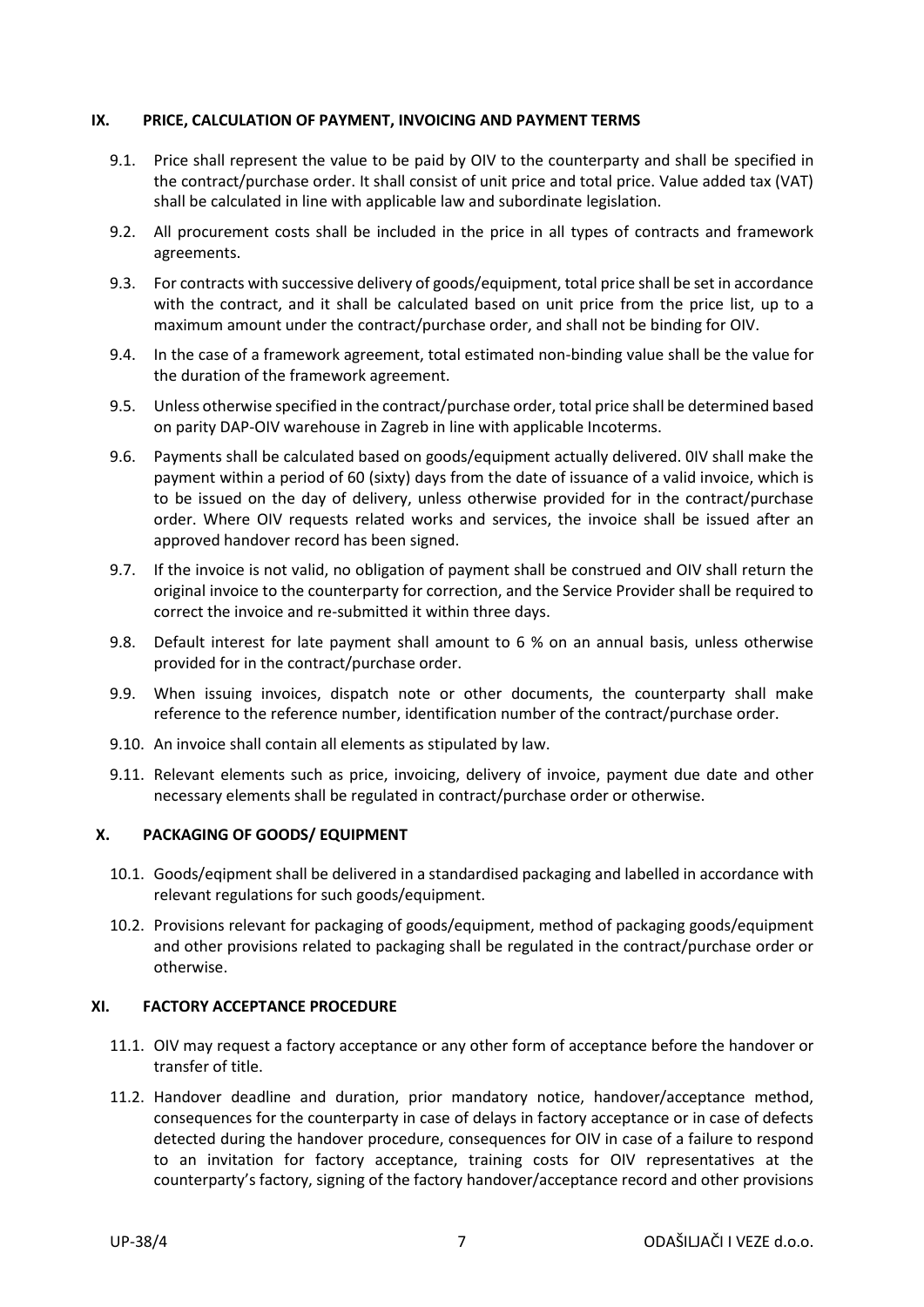## IX. PRICE, CALCULATION OF PAYMENT, INVOICING AND PAYMENT TERMS

9.1. Price shall represent the value to be paid by OIV to the counterparty and shall be specified in the contract/purchase order. It shall consist of unit price and total price. Value added tax (VAT) shall be calculated in line with applicable law and subordinate legislation.

9.2. All procurement costs shall be included in the price in all types of contracts and framework agreements.

9.3. For contracts with successive delivery of goods/equipment, total price shall be set in accordance with the contract, and it shall be calculated based on unit price from the price list, up to a maximum amount under the contract/purchase order, and shall not be binding for OIV.

9.4. In the case of a framework agreement, total estimated non-binding value shall be the value for the duration of the framework agreement.

9.5. Unless otherwise specified in the contract/purchase order, total price shall be determined based on parity DAP-OIV warehouse in Zagreb in line with applicable Incoterms.

9.6. Payments shall be calculated based on goods/equipment actually delivered. 0IV shall make the payment within a period of 60 (sixty) days from the date of issuance of a valid invoice, which is to be issued on the day of delivery, unless otherwise provided for in the contract/purchase order. Where OIV requests related works and services, the invoice shall be issued after an approved handover record has been signed.

9.7. If the invoice is not valid, no obligation of payment shall be construed and OIV shall return the original invoice to the counterparty for correction, and the Service Provider shall be required to correct the invoice and re-submitted it within three days.

9.8. Default interest for late payment shall amount to 6 % on an annual basis, unless otherwise provided for in the contract/purchase order.

9.9. When issuing invoices, dispatch note or other documents, the counterparty shall make reference to the reference number, identification number of the contract/purchase order.

9.10. An invoice shall contain all elements as stipulated by law.

9.11. Relevant elements such as price, invoicing, delivery of invoice, payment due date and other necessary elements shall be regulated in contract/purchase order or otherwise.

## X. PACKAGING OF GOODS/ EQUIPMENT

10.1. Goods/eqipment shall be delivered in a standardised packaging and labelled in accordance with relevant regulations for such goods/equipment.

10.2. Provisions relevant for packaging of goods/equipment, method of packaging goods/equipment and other provisions related to packaging shall be regulated in the contract/purchase order or otherwise.

## XI. FACTORY ACCEPTANCE PROCEDURE

11.1. OIV may request a factory acceptance or any other form of acceptance before the handover or transfer of title.

11.2. Handover deadline and duration, prior mandatory notice, handover/acceptance method, consequences for the counterparty in case of delays in factory acceptance or in case of defects detected during the handover procedure, consequences for OIV in case of a failure to respond to an invitation for factory acceptance, training costs for OIV representatives at the counterparty's factory, signing of the factory handover/acceptance record and other provisions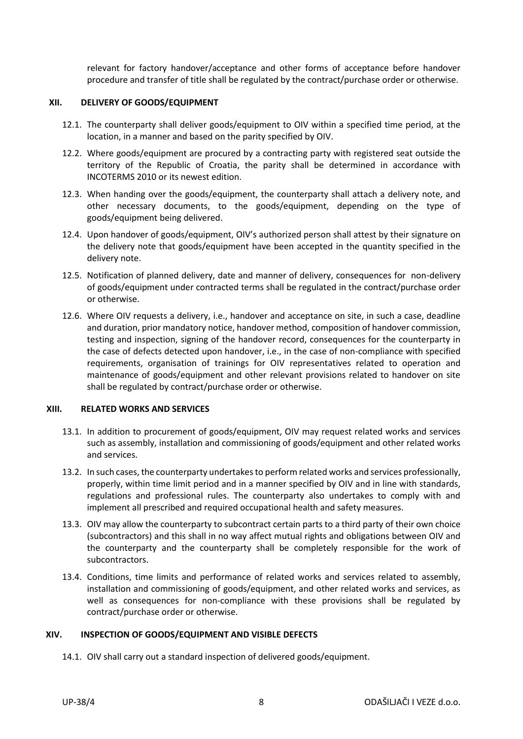relevant for factory handover/acceptance and other forms of acceptance before handover procedure and transfer of title shall be regulated by the contract/purchase order or otherwise.

## XII. DELIVERY OF GOODS/EQUIPMENT

12.1. The counterparty shall deliver goods/equipment to OIV within a specified time period, at the location, in a manner and based on the parity specified by OIV.

12.2. Where goods/equipment are procured by a contracting party with registered seat outside the territory of the Republic of Croatia, the parity shall be determined in accordance with INCOTERMS 2010 or its newest edition.

12.3. When handing over the goods/equipment, the counterparty shall attach a delivery note, and other necessary documents, to the goods/equipment, depending on the type of goods/equipment being delivered.

12.4. Upon handover of goods/equipment, OIV's authorized person shall attest by their signature on the delivery note that goods/equipment have been accepted in the quantity specified in the delivery note.

12.5. Notification of planned delivery, date and manner of delivery, consequences for non-delivery of goods/equipment under contracted terms shall be regulated in the contract/purchase order or otherwise.

12.6. Where OIV requests a delivery, i.e., handover and acceptance on site, in such a case, deadline and duration, prior mandatory notice, handover method, composition of handover commission, testing and inspection, signing of the handover record, consequences for the counterparty in the case of defects detected upon handover, i.e., in the case of non-compliance with specified requirements, organisation of trainings for OIV representatives related to operation and maintenance of goods/equipment and other relevant provisions related to handover on site shall be regulated by contract/purchase order or otherwise.

## XIII. RELATED WORKS AND SERVICES

13.1. In addition to procurement of goods/equipment, OIV may request related works and services such as assembly, installation and commissioning of goods/equipment and other related works and services.

13.2. In such cases, the counterparty undertakes to perform related works and services professionally, properly, within time limit period and in a manner specified by OIV and in line with standards, regulations and professional rules. The counterparty also undertakes to comply with and implement all prescribed and required occupational health and safety measures.

13.3. OIV may allow the counterparty to subcontract certain parts to a third party of their own choice (subcontractors) and this shall in no way affect mutual rights and obligations between OIV and the counterparty and the counterparty shall be completely responsible for the work of subcontractors.

13.4. Conditions, time limits and performance of related works and services related to assembly, installation and commissioning of goods/equipment, and other related works and services, as well as consequences for non-compliance with these provisions shall be regulated by contract/purchase order or otherwise.

## XIV. INSPECTION OF GOODS/EQUIPMENT AND VISIBLE DEFECTS

14.1. OIV shall carry out a standard inspection of delivered goods/equipment.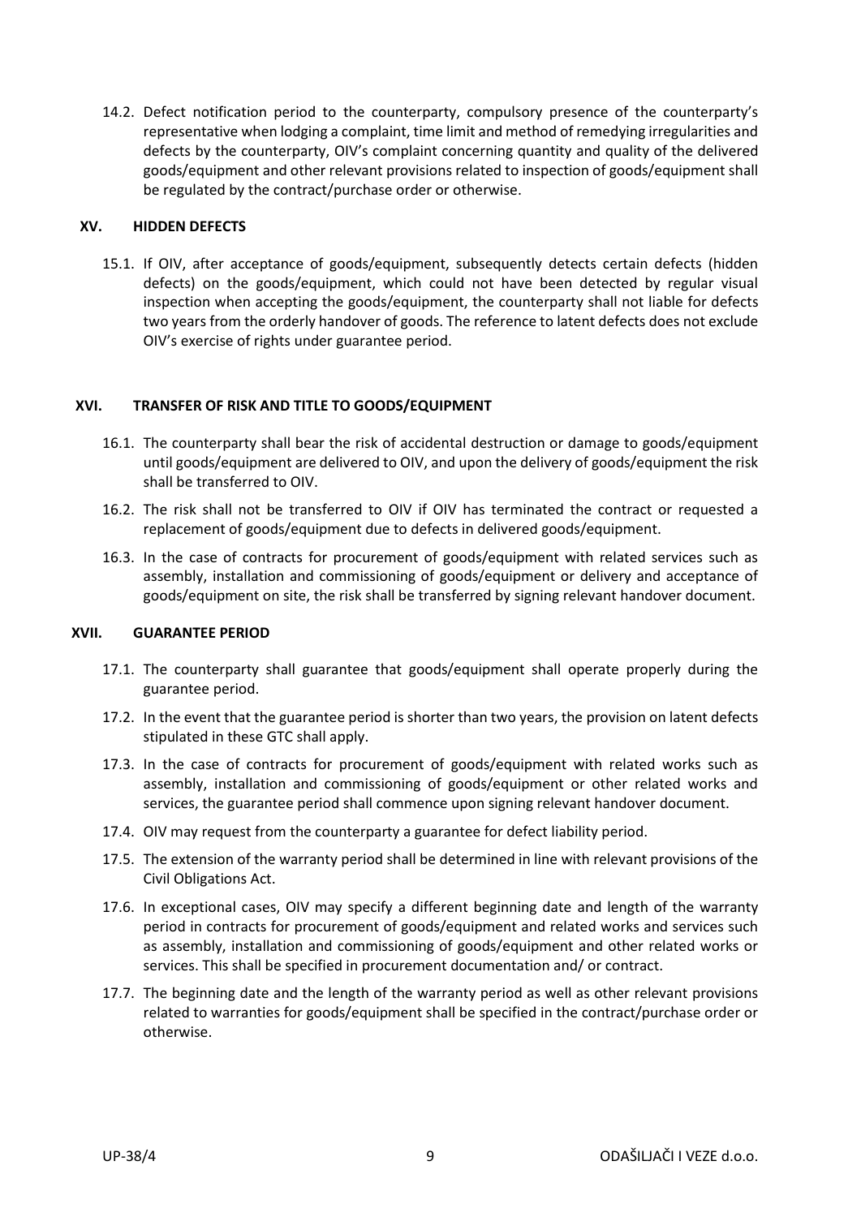14.2. Defect notification period to the counterparty, compulsory presence of the counterparty's representative when lodging a complaint, time limit and method of remedying irregularities and defects by the counterparty, OIV's complaint concerning quantity and quality of the delivered goods/equipment and other relevant provisions related to inspection of goods/equipment shall be regulated by the contract/purchase order or otherwise.

## XV. HIDDEN DEFECTS

15.1. If OIV, after acceptance of goods/equipment, subsequently detects certain defects (hidden defects) on the goods/equipment, which could not have been detected by regular visual inspection when accepting the goods/equipment, the counterparty shall not liable for defects two years from the orderly handover of goods. The reference to latent defects does not exclude OIV's exercise of rights under guarantee period.

## XVI. TRANSFER OF RISK AND TITLE TO GOODS/EQUIPMENT

16.1. The counterparty shall bear the risk of accidental destruction or damage to goods/equipment until goods/equipment are delivered to OIV, and upon the delivery of goods/equipment the risk shall be transferred to OIV.

16.2. The risk shall not be transferred to OIV if OIV has terminated the contract or requested a replacement of goods/equipment due to defects in delivered goods/equipment.

16.3. In the case of contracts for procurement of goods/equipment with related services such as assembly, installation and commissioning of goods/equipment or delivery and acceptance of goods/equipment on site, the risk shall be transferred by signing relevant handover document.

## XVII. GUARANTEE PERIOD

17.1. The counterparty shall guarantee that goods/equipment shall operate properly during the guarantee period.

17.2. In the event that the guarantee period is shorter than two years, the provision on latent defects stipulated in these GTC shall apply.

17.3. In the case of contracts for procurement of goods/equipment with related works such as assembly, installation and commissioning of goods/equipment or other related works and services, the guarantee period shall commence upon signing relevant handover document.

17.4. OIV may request from the counterparty a guarantee for defect liability period.

17.5. The extension of the warranty period shall be determined in line with relevant provisions of the Civil Obligations Act.

17.6. In exceptional cases, OIV may specify a different beginning date and length of the warranty period in contracts for procurement of goods/equipment and related works and services such as assembly, installation and commissioning of goods/equipment and other related works or services. This shall be specified in procurement documentation and/ or contract.

17.7. The beginning date and the length of the warranty period as well as other relevant provisions related to warranties for goods/equipment shall be specified in the contract/purchase order or otherwise.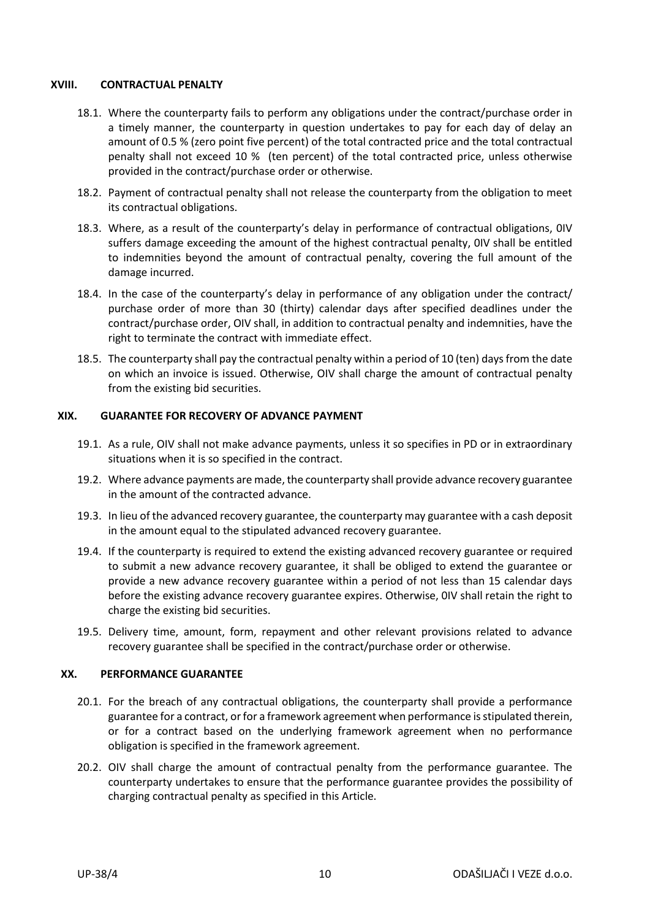## XVIII. CONTRACTUAL PENALTY

18.1. Where the counterparty fails to perform any obligations under the contract/purchase order in a timely manner, the counterparty in question undertakes to pay for each day of delay an amount of 0.5 % (zero point five percent) of the total contracted price and the total contractual penalty shall not exceed 10 % (ten percent) of the total contracted price, unless otherwise provided in the contract/purchase order or otherwise.

18.2. Payment of contractual penalty shall not release the counterparty from the obligation to meet its contractual obligations.

18.3. Where, as a result of the counterparty's delay in performance of contractual obligations, 0IV suffers damage exceeding the amount of the highest contractual penalty, 0IV shall be entitled to indemnities beyond the amount of contractual penalty, covering the full amount of the damage incurred.

18.4. In the case of the counterparty's delay in performance of any obligation under the contract/ purchase order of more than 30 (thirty) calendar days after specified deadlines under the contract/purchase order, OIV shall, in addition to contractual penalty and indemnities, have the right to terminate the contract with immediate effect.

18.5. The counterparty shall pay the contractual penalty within a period of 10 (ten) days from the date on which an invoice is issued. Otherwise, OIV shall charge the amount of contractual penalty from the existing bid securities.

## XIX. GUARANTEE FOR RECOVERY OF ADVANCE PAYMENT

19.1. As a rule, OIV shall not make advance payments, unless it so specifies in PD or in extraordinary situations when it is so specified in the contract.

19.2. Where advance payments are made, the counterparty shall provide advance recovery guarantee in the amount of the contracted advance.

19.3. In lieu of the advanced recovery guarantee, the counterparty may guarantee with a cash deposit in the amount equal to the stipulated advanced recovery guarantee.

19.4. If the counterparty is required to extend the existing advanced recovery guarantee or required to submit a new advance recovery guarantee, it shall be obliged to extend the guarantee or provide a new advance recovery guarantee within a period of not less than 15 calendar days before the existing advance recovery guarantee expires. Otherwise, 0IV shall retain the right to charge the existing bid securities.

19.5. Delivery time, amount, form, repayment and other relevant provisions related to advance recovery guarantee shall be specified in the contract/purchase order or otherwise.

## XX. PERFORMANCE GUARANTEE

20.1. For the breach of any contractual obligations, the counterparty shall provide a performance guarantee for a contract, or for a framework agreement when performance is stipulated therein, or for a contract based on the underlying framework agreement when no performance obligation is specified in the framework agreement.

20.2. OIV shall charge the amount of contractual penalty from the performance guarantee. The counterparty undertakes to ensure that the performance guarantee provides the possibility of charging contractual penalty as specified in this Article.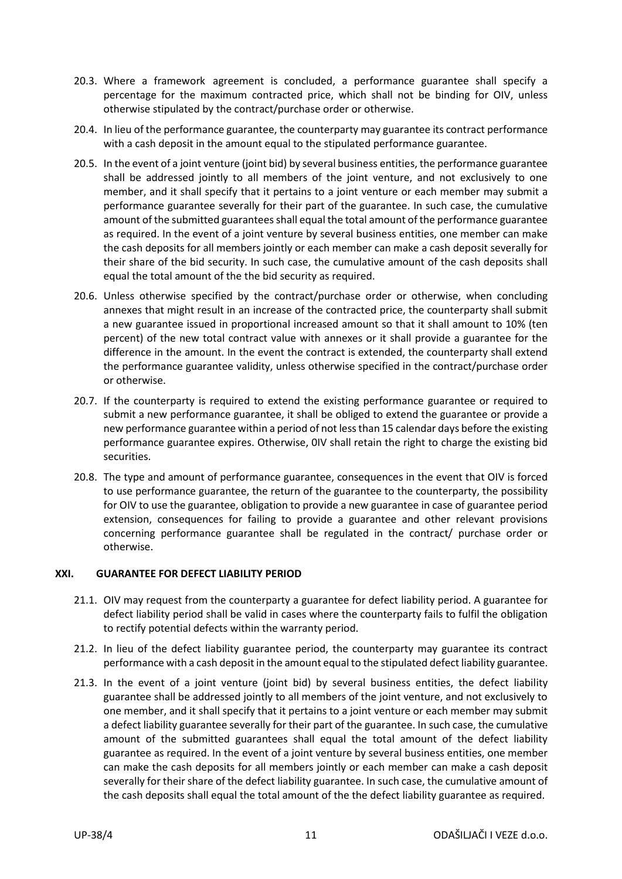20.3. Where a framework agreement is concluded, a performance guarantee shall specify a percentage for the maximum contracted price, which shall not be binding for OIV, unless otherwise stipulated by the contract/purchase order or otherwise.

20.4. In lieu of the performance guarantee, the counterparty may guarantee its contract performance with a cash deposit in the amount equal to the stipulated performance guarantee.

20.5. In the event of a joint venture (joint bid) by several business entities, the performance guarantee shall be addressed jointly to all members of the joint venture, and not exclusively to one member, and it shall specify that it pertains to a joint venture or each member may submit a performance guarantee severally for their part of the guarantee. In such case, the cumulative amount of the submitted guarantees shall equal the total amount of the performance guarantee as required. In the event of a joint venture by several business entities, one member can make the cash deposits for all members jointly or each member can make a cash deposit severally for their share of the bid security. In such case, the cumulative amount of the cash deposits shall equal the total amount of the the bid security as required.

20.6. Unless otherwise specified by the contract/purchase order or otherwise, when concluding annexes that might result in an increase of the contracted price, the counterparty shall submit a new guarantee issued in proportional increased amount so that it shall amount to 10% (ten percent) of the new total contract value with annexes or it shall provide a guarantee for the difference in the amount. In the event the contract is extended, the counterparty shall extend the performance guarantee validity, unless otherwise specified in the contract/purchase order or otherwise.

20.7. If the counterparty is required to extend the existing performance guarantee or required to submit a new performance guarantee, it shall be obliged to extend the guarantee or provide a new performance guarantee within a period of not less than 15 calendar days before the existing performance guarantee expires. Otherwise, 0IV shall retain the right to charge the existing bid securities.

20.8. The type and amount of performance guarantee, consequences in the event that OIV is forced to use performance guarantee, the return of the guarantee to the counterparty, the possibility for OIV to use the guarantee, obligation to provide a new guarantee in case of guarantee period extension, consequences for failing to provide a guarantee and other relevant provisions concerning performance guarantee shall be regulated in the contract/ purchase order or otherwise.

## XXI. GUARANTEE FOR DEFECT LIABILITY PERIOD

21.1. OIV may request from the counterparty a guarantee for defect liability period. A guarantee for defect liability period shall be valid in cases where the counterparty fails to fulfil the obligation to rectify potential defects within the warranty period.

21.2. In lieu of the defect liability guarantee period, the counterparty may guarantee its contract performance with a cash deposit in the amount equal to the stipulated defect liability guarantee.

21.3. In the event of a joint venture (joint bid) by several business entities, the defect liability guarantee shall be addressed jointly to all members of the joint venture, and not exclusively to one member, and it shall specify that it pertains to a joint venture or each member may submit a defect liability guarantee severally for their part of the guarantee. In such case, the cumulative amount of the submitted guarantees shall equal the total amount of the defect liability guarantee as required. In the event of a joint venture by several business entities, one member can make the cash deposits for all members jointly or each member can make a cash deposit severally for their share of the defect liability guarantee. In such case, the cumulative amount of the cash deposits shall equal the total amount of the the defect liability guarantee as required.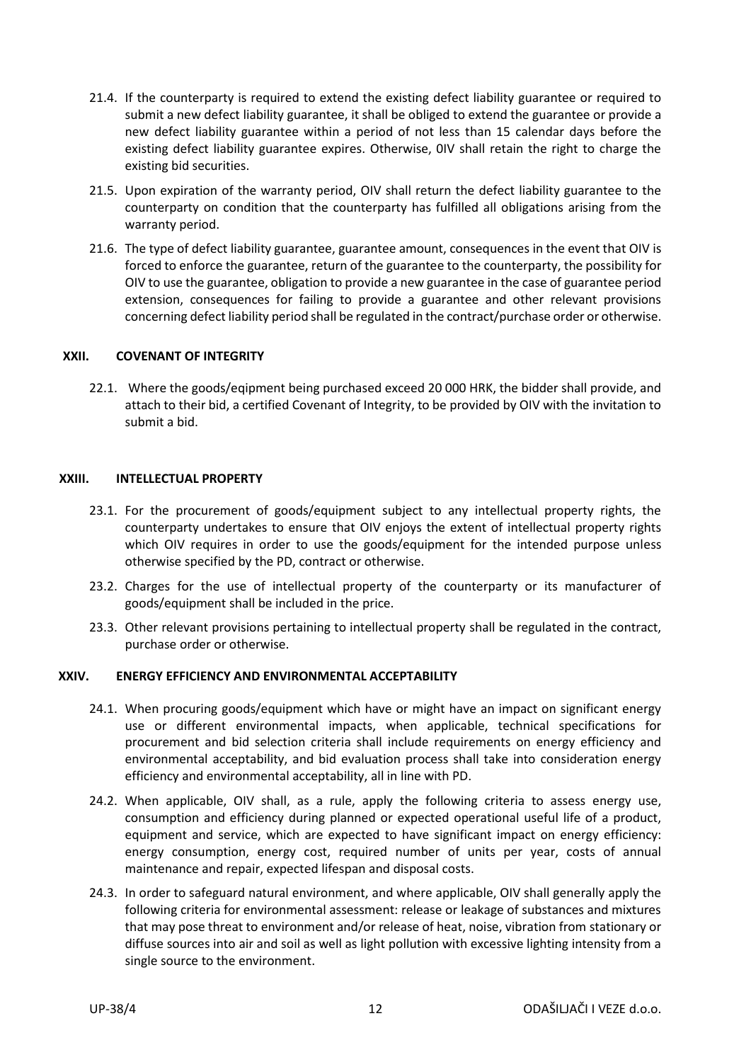21.4. If the counterparty is required to extend the existing defect liability guarantee or required to submit a new defect liability guarantee, it shall be obliged to extend the guarantee or provide a new defect liability guarantee within a period of not less than 15 calendar days before the existing defect liability guarantee expires. Otherwise, 0IV shall retain the right to charge the existing bid securities.

21.5. Upon expiration of the warranty period, OIV shall return the defect liability guarantee to the counterparty on condition that the counterparty has fulfilled all obligations arising from the warranty period.

21.6. The type of defect liability guarantee, guarantee amount, consequences in the event that OIV is forced to enforce the guarantee, return of the guarantee to the counterparty, the possibility for OIV to use the guarantee, obligation to provide a new guarantee in the case of guarantee period extension, consequences for failing to provide a guarantee and other relevant provisions concerning defect liability period shall be regulated in the contract/purchase order or otherwise.

## XXII. COVENANT OF INTEGRITY

22.1. Where the goods/eqipment being purchased exceed 20 000 HRK, the bidder shall provide, and attach to their bid, a certified Covenant of Integrity, to be provided by OIV with the invitation to submit a bid.

## XXIII. INTELLECTUAL PROPERTY

23.1. For the procurement of goods/equipment subject to any intellectual property rights, the counterparty undertakes to ensure that OIV enjoys the extent of intellectual property rights which OIV requires in order to use the goods/equipment for the intended purpose unless otherwise specified by the PD, contract or otherwise.

23.2. Charges for the use of intellectual property of the counterparty or its manufacturer of goods/equipment shall be included in the price.

23.3. Other relevant provisions pertaining to intellectual property shall be regulated in the contract, purchase order or otherwise.

## XXIV. ENERGY EFFICIENCY AND ENVIRONMENTAL ACCEPTABILITY

24.1. When procuring goods/equipment which have or might have an impact on significant energy use or different environmental impacts, when applicable, technical specifications for procurement and bid selection criteria shall include requirements on energy efficiency and environmental acceptability, and bid evaluation process shall take into consideration energy efficiency and environmental acceptability, all in line with PD.

24.2. When applicable, OIV shall, as a rule, apply the following criteria to assess energy use, consumption and efficiency during planned or expected operational useful life of a product, equipment and service, which are expected to have significant impact on energy efficiency: energy consumption, energy cost, required number of units per year, costs of annual maintenance and repair, expected lifespan and disposal costs.

24.3. In order to safeguard natural environment, and where applicable, OIV shall generally apply the following criteria for environmental assessment: release or leakage of substances and mixtures that may pose threat to environment and/or release of heat, noise, vibration from stationary or diffuse sources into air and soil as well as light pollution with excessive lighting intensity from a single source to the environment.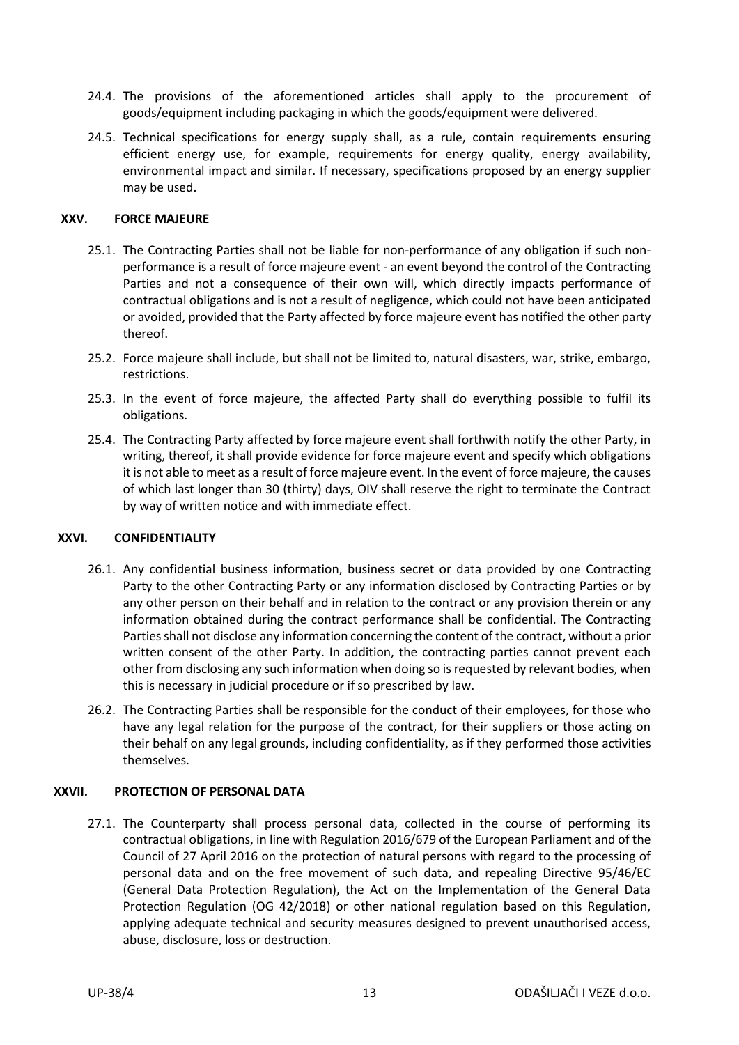24.4. The provisions of the aforementioned articles shall apply to the procurement of goods/equipment including packaging in which the goods/equipment were delivered.

24.5. Technical specifications for energy supply shall, as a rule, contain requirements ensuring efficient energy use, for example, requirements for energy quality, energy availability, environmental impact and similar. If necessary, specifications proposed by an energy supplier may be used.

## XXV. FORCE MAJEURE

25.1. The Contracting Parties shall not be liable for non-performance of any obligation if such non-performance is a result of force majeure event - an event beyond the control of the Contracting Parties and not a consequence of their own will, which directly impacts performance of contractual obligations and is not a result of negligence, which could not have been anticipated or avoided, provided that the Party affected by force majeure event has notified the other party thereof.

25.2. Force majeure shall include, but shall not be limited to, natural disasters, war, strike, embargo, restrictions.

25.3. In the event of force majeure, the affected Party shall do everything possible to fulfil its obligations.

25.4. The Contracting Party affected by force majeure event shall forthwith notify the other Party, in writing, thereof, it shall provide evidence for force majeure event and specify which obligations it is not able to meet as a result of force majeure event. In the event of force majeure, the causes of which last longer than 30 (thirty) days, OIV shall reserve the right to terminate the Contract by way of written notice and with immediate effect.

## XXVI. CONFIDENTIALITY

26.1. Any confidential business information, business secret or data provided by one Contracting Party to the other Contracting Party or any information disclosed by Contracting Parties or by any other person on their behalf and in relation to the contract or any provision therein or any information obtained during the contract performance shall be confidential. The Contracting Parties shall not disclose any information concerning the content of the contract, without a prior written consent of the other Party. In addition, the contracting parties cannot prevent each other from disclosing any such information when doing so is requested by relevant bodies, when this is necessary in judicial procedure or if so prescribed by law.

26.2. The Contracting Parties shall be responsible for the conduct of their employees, for those who have any legal relation for the purpose of the contract, for their suppliers or those acting on their behalf on any legal grounds, including confidentiality, as if they performed those activities themselves.

## XXVII. PROTECTION OF PERSONAL DATA

27.1. The Counterparty shall process personal data, collected in the course of performing its contractual obligations, in line with Regulation 2016/679 of the European Parliament and of the Council of 27 April 2016 on the protection of natural persons with regard to the processing of personal data and on the free movement of such data, and repealing Directive 95/46/EC (General Data Protection Regulation), the Act on the Implementation of the General Data Protection Regulation (OG 42/2018) or other national regulation based on this Regulation, applying adequate technical and security measures designed to prevent unauthorised access, abuse, disclosure, loss or destruction.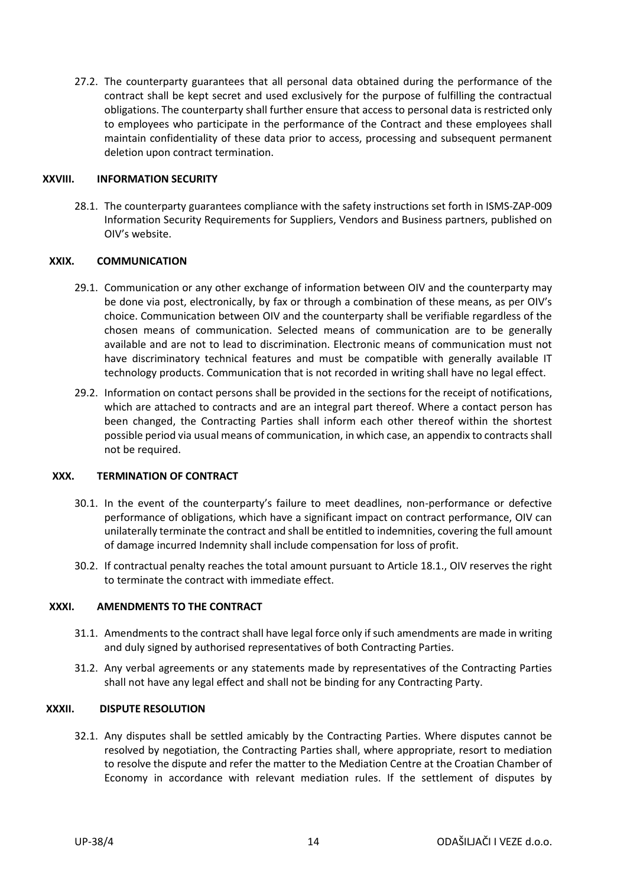27.2. The counterparty guarantees that all personal data obtained during the performance of the contract shall be kept secret and used exclusively for the purpose of fulfilling the contractual obligations. The counterparty shall further ensure that access to personal data is restricted only to employees who participate in the performance of the Contract and these employees shall maintain confidentiality of these data prior to access, processing and subsequent permanent deletion upon contract termination.

## XXVIII. INFORMATION SECURITY

28.1. The counterparty guarantees compliance with the safety instructions set forth in ISMS-ZAP-009 Information Security Requirements for Suppliers, Vendors and Business partners, published on OIV's website.

## XXIX. COMMUNICATION

29.1. Communication or any other exchange of information between OIV and the counterparty may be done via post, electronically, by fax or through a combination of these means, as per OIV's choice. Communication between OIV and the counterparty shall be verifiable regardless of the chosen means of communication. Selected means of communication are to be generally available and are not to lead to discrimination. Electronic means of communication must not have discriminatory technical features and must be compatible with generally available IT technology products. Communication that is not recorded in writing shall have no legal effect.

29.2. Information on contact persons shall be provided in the sections for the receipt of notifications, which are attached to contracts and are an integral part thereof. Where a contact person has been changed, the Contracting Parties shall inform each other thereof within the shortest possible period via usual means of communication, in which case, an appendix to contracts shall not be required.

## XXX. TERMINATION OF CONTRACT

30.1. In the event of the counterparty's failure to meet deadlines, non-performance or defective performance of obligations, which have a significant impact on contract performance, OIV can unilaterally terminate the contract and shall be entitled to indemnities, covering the full amount of damage incurred Indemnity shall include compensation for loss of profit.

30.2. If contractual penalty reaches the total amount pursuant to Article 18.1., OIV reserves the right to terminate the contract with immediate effect.

## XXXI. AMENDMENTS TO THE CONTRACT

31.1. Amendments to the contract shall have legal force only if such amendments are made in writing and duly signed by authorised representatives of both Contracting Parties.

31.2. Any verbal agreements or any statements made by representatives of the Contracting Parties shall not have any legal effect and shall not be binding for any Contracting Party.

## XXXII. DISPUTE RESOLUTION

32.1. Any disputes shall be settled amicably by the Contracting Parties. Where disputes cannot be resolved by negotiation, the Contracting Parties shall, where appropriate, resort to mediation to resolve the dispute and refer the matter to the Mediation Centre at the Croatian Chamber of Economy in accordance with relevant mediation rules. If the settlement of disputes by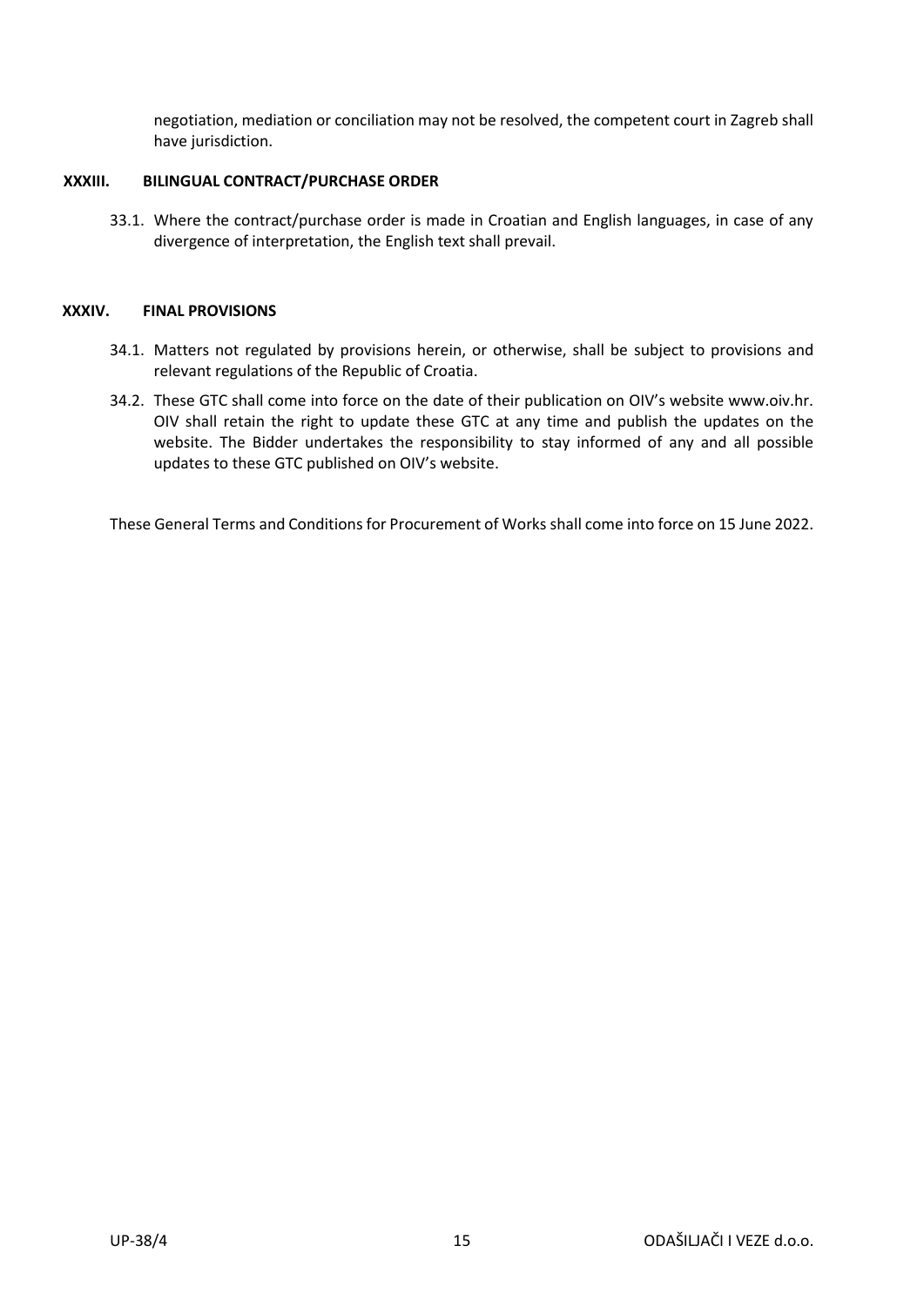negotiation, mediation or conciliation may not be resolved, the competent court in Zagreb shall have jurisdiction.

## XXXIII. BILINGUAL CONTRACT/PURCHASE ORDER

33.1. Where the contract/purchase order is made in Croatian and English languages, in case of any divergence of interpretation, the English text shall prevail.

## XXXIV. FINAL PROVISIONS

34.1. Matters not regulated by provisions herein, or otherwise, shall be subject to provisions and relevant regulations of the Republic of Croatia.

34.2. These GTC shall come into force on the date of their publication on OIV's website www.oiv.hr. OIV shall retain the right to update these GTC at any time and publish the updates on the website. The Bidder undertakes the responsibility to stay informed of any and all possible updates to these GTC published on OIV's website.

These General Terms and Conditions for Procurement of Works shall come into force on 15 June 2022.